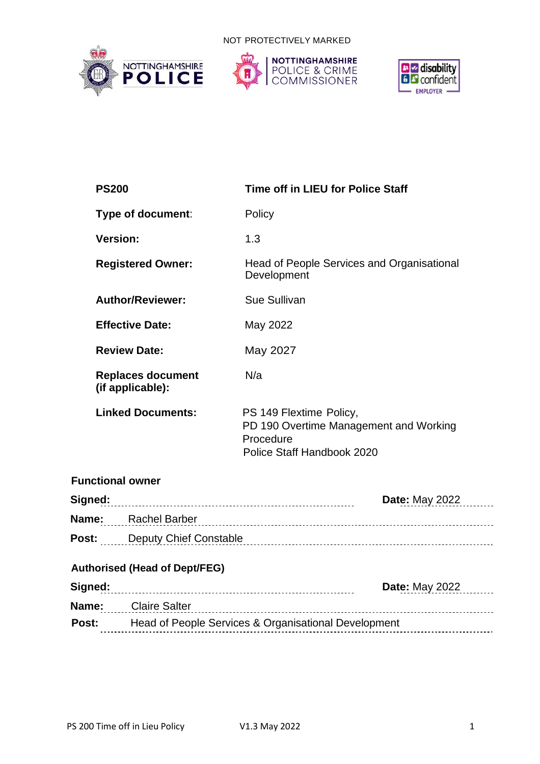NOT PROTECTIVELY MARKED

| **PS200** | **Time off in LIEU for Police Staff** |
|---|---|
| **Type of document**: | Policy |
| **Version:** | 1.3 |
| **Registered Owner:** | Head of People Services and Organisational Development |
| **Author/Reviewer:** | Sue Sullivan |
| **Effective Date:** | May 2022 |
| **Review Date:** | May 2027 |
| **Replaces document (if applicable):** | N/a |
| **Linked Documents:** | PS 149 Flextime Policy,<br>PD 190 Overtime Management and Working Procedure<br>Police Staff Handbook 2020 |

**Functional owner**

**Signed:** ................................................ **Date:** May 2022

**Name:** Rachel Barber

**Post:** Deputy Chief Constable

**Authorised (Head of Dept/FEG)**

**Signed:** ................................................ **Date:** May 2022

**Name:** Claire Salter

**Post:** Head of People Services & Organisational Development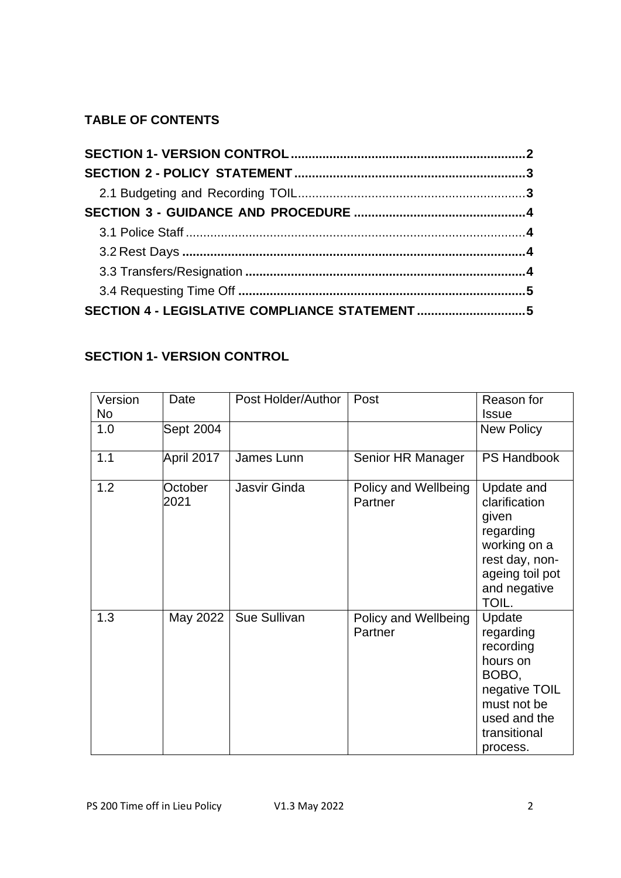**TABLE OF CONTENTS**

**SECTION 1- VERSION CONTROL** .......... **2**
**SECTION 2 - POLICY STATEMENT** .......... **3**
2.1 Budgeting and Recording TOIL .......... **3**
**SECTION 3 - GUIDANCE AND PROCEDURE** .......... **4**
3.1 Police Staff .......... **4**
3.2 Rest Days .......... **4**
3.3 Transfers/Resignation .......... **4**
3.4 Requesting Time Off .......... **5**
**SECTION 4 - LEGISLATIVE COMPLIANCE STATEMENT** .......... **5**

## SECTION 1- VERSION CONTROL

| Version No | Date | Post Holder/Author | Post | Reason for Issue |
|---|---|---|---|---|
| 1.0 | Sept 2004 | | | New Policy |
| 1.1 | April 2017 | James Lunn | Senior HR Manager | PS Handbook |
| 1.2 | October 2021 | Jasvir Ginda | Policy and Wellbeing Partner | Update and clarification given regarding working on a rest day, non-ageing toil pot and negative TOIL. |
| 1.3 | May 2022 | Sue Sullivan | Policy and Wellbeing Partner | Update regarding recording hours on BOBO, negative TOIL must not be used and the transitional process. |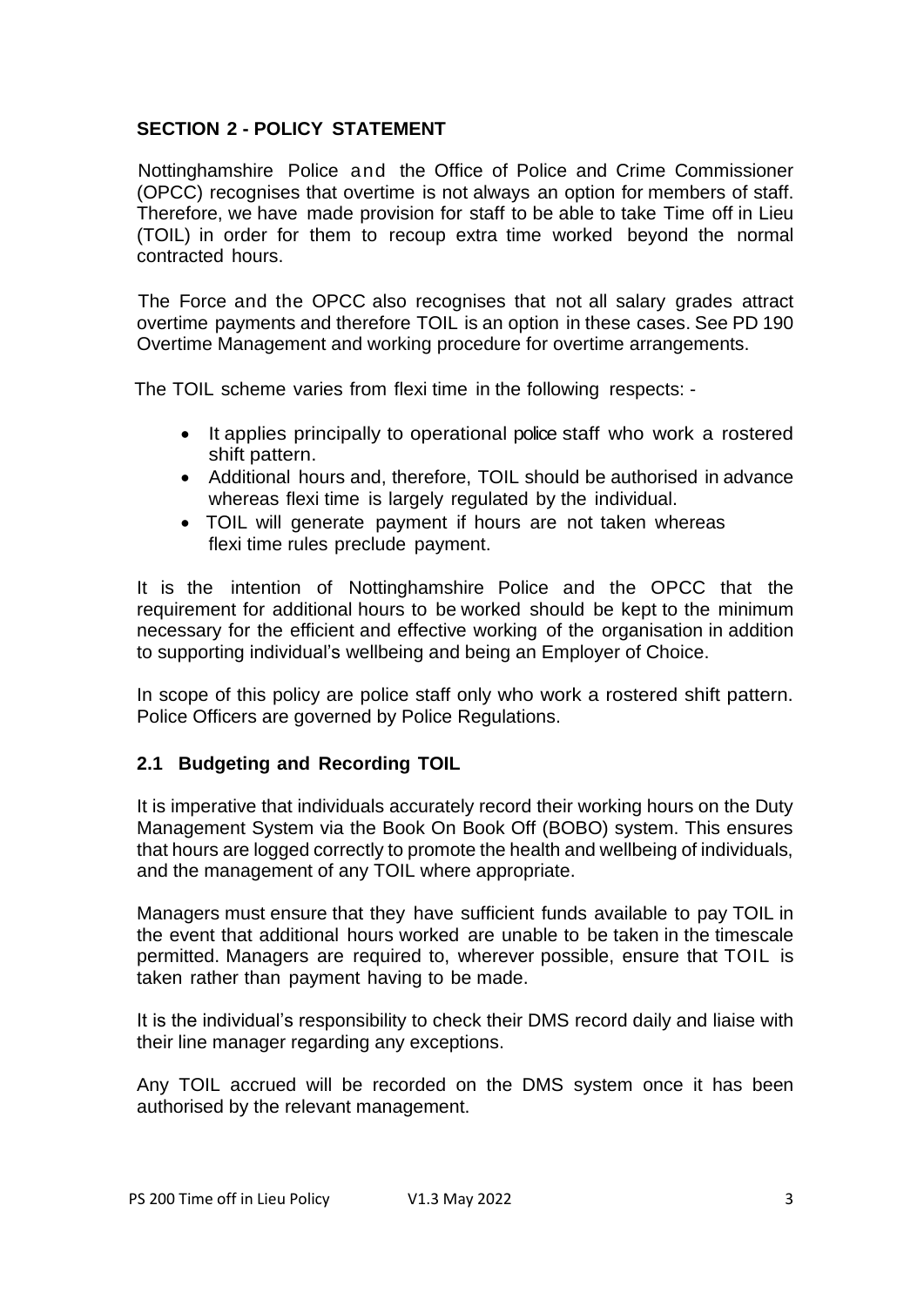## SECTION 2 - POLICY STATEMENT

Nottinghamshire Police and the Office of Police and Crime Commissioner (OPCC) recognises that overtime is not always an option for members of staff. Therefore, we have made provision for staff to be able to take Time off in Lieu (TOIL) in order for them to recoup extra time worked beyond the normal contracted hours.

The Force and the OPCC also recognises that not all salary grades attract overtime payments and therefore TOIL is an option in these cases. See PD 190 Overtime Management and working procedure for overtime arrangements.

The TOIL scheme varies from flexi time in the following respects: -

- It applies principally to operational police staff who work a rostered shift pattern.
- Additional hours and, therefore, TOIL should be authorised in advance whereas flexi time is largely regulated by the individual.
- TOIL will generate payment if hours are not taken whereas flexi time rules preclude payment.

It is the intention of Nottinghamshire Police and the OPCC that the requirement for additional hours to be worked should be kept to the minimum necessary for the efficient and effective working of the organisation in addition to supporting individual's wellbeing and being an Employer of Choice.

In scope of this policy are police staff only who work a rostered shift pattern. Police Officers are governed by Police Regulations.

### 2.1 Budgeting and Recording TOIL

It is imperative that individuals accurately record their working hours on the Duty Management System via the Book On Book Off (BOBO) system. This ensures that hours are logged correctly to promote the health and wellbeing of individuals, and the management of any TOIL where appropriate.

Managers must ensure that they have sufficient funds available to pay TOIL in the event that additional hours worked are unable to be taken in the timescale permitted. Managers are required to, wherever possible, ensure that TOIL is taken rather than payment having to be made.

It is the individual's responsibility to check their DMS record daily and liaise with their line manager regarding any exceptions.

Any TOIL accrued will be recorded on the DMS system once it has been authorised by the relevant management.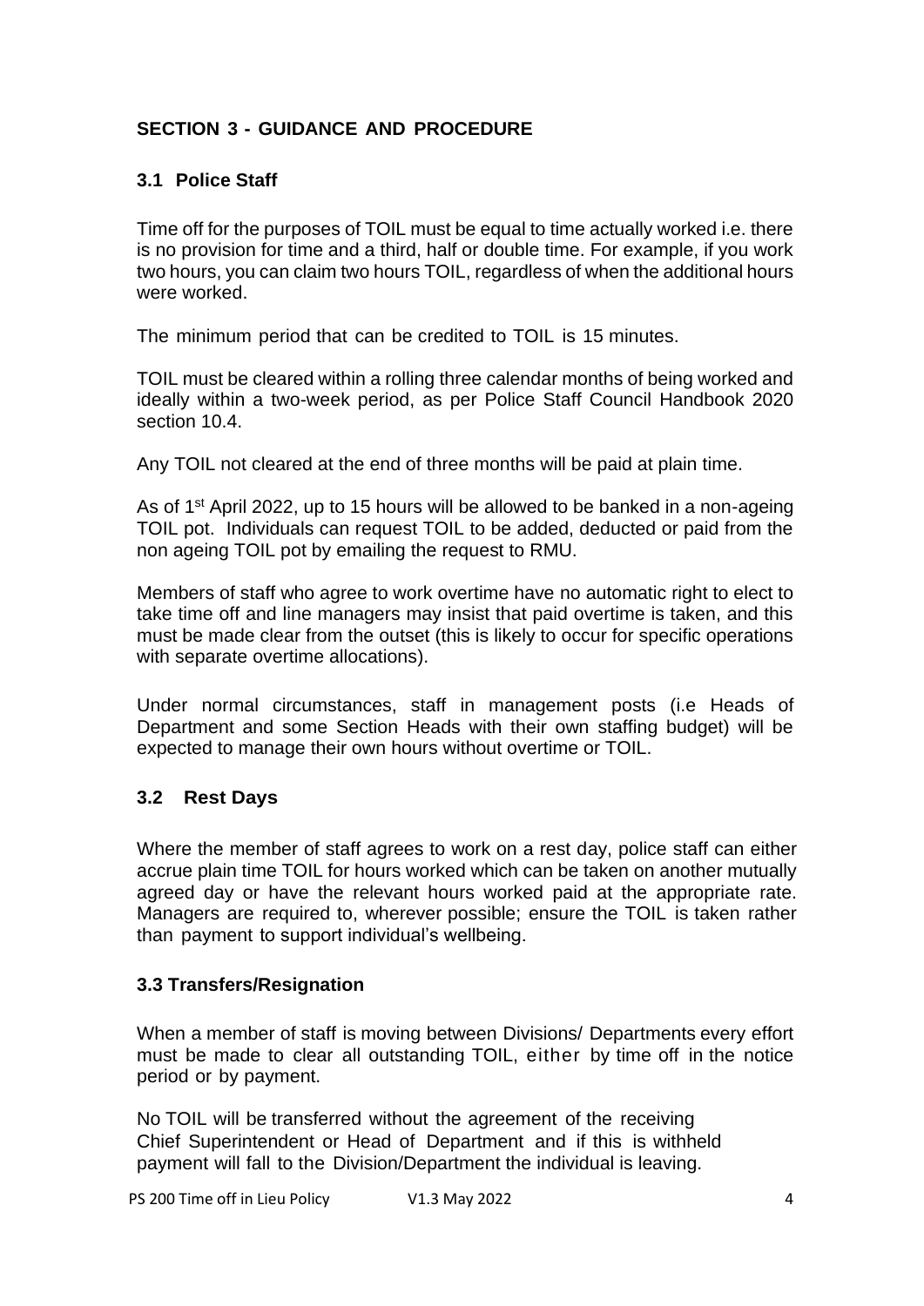## SECTION 3 - GUIDANCE AND PROCEDURE

### 3.1 Police Staff

Time off for the purposes of TOIL must be equal to time actually worked i.e. there is no provision for time and a third, half or double time. For example, if you work two hours, you can claim two hours TOIL, regardless of when the additional hours were worked.

The minimum period that can be credited to TOIL is 15 minutes.

TOIL must be cleared within a rolling three calendar months of being worked and ideally within a two-week period, as per Police Staff Council Handbook 2020 section 10.4.

Any TOIL not cleared at the end of three months will be paid at plain time.

As of 1st April 2022, up to 15 hours will be allowed to be banked in a non-ageing TOIL pot. Individuals can request TOIL to be added, deducted or paid from the non ageing TOIL pot by emailing the request to RMU.

Members of staff who agree to work overtime have no automatic right to elect to take time off and line managers may insist that paid overtime is taken, and this must be made clear from the outset (this is likely to occur for specific operations with separate overtime allocations).

Under normal circumstances, staff in management posts (i.e Heads of Department and some Section Heads with their own staffing budget) will be expected to manage their own hours without overtime or TOIL.

### 3.2 Rest Days

Where the member of staff agrees to work on a rest day, police staff can either accrue plain time TOIL for hours worked which can be taken on another mutually agreed day or have the relevant hours worked paid at the appropriate rate. Managers are required to, wherever possible; ensure the TOIL is taken rather than payment to support individual's wellbeing.

### 3.3 Transfers/Resignation

When a member of staff is moving between Divisions/ Departments every effort must be made to clear all outstanding TOIL, either by time off in the notice period or by payment.

No TOIL will be transferred without the agreement of the receiving Chief Superintendent or Head of Department and if this is withheld payment will fall to the Division/Department the individual is leaving.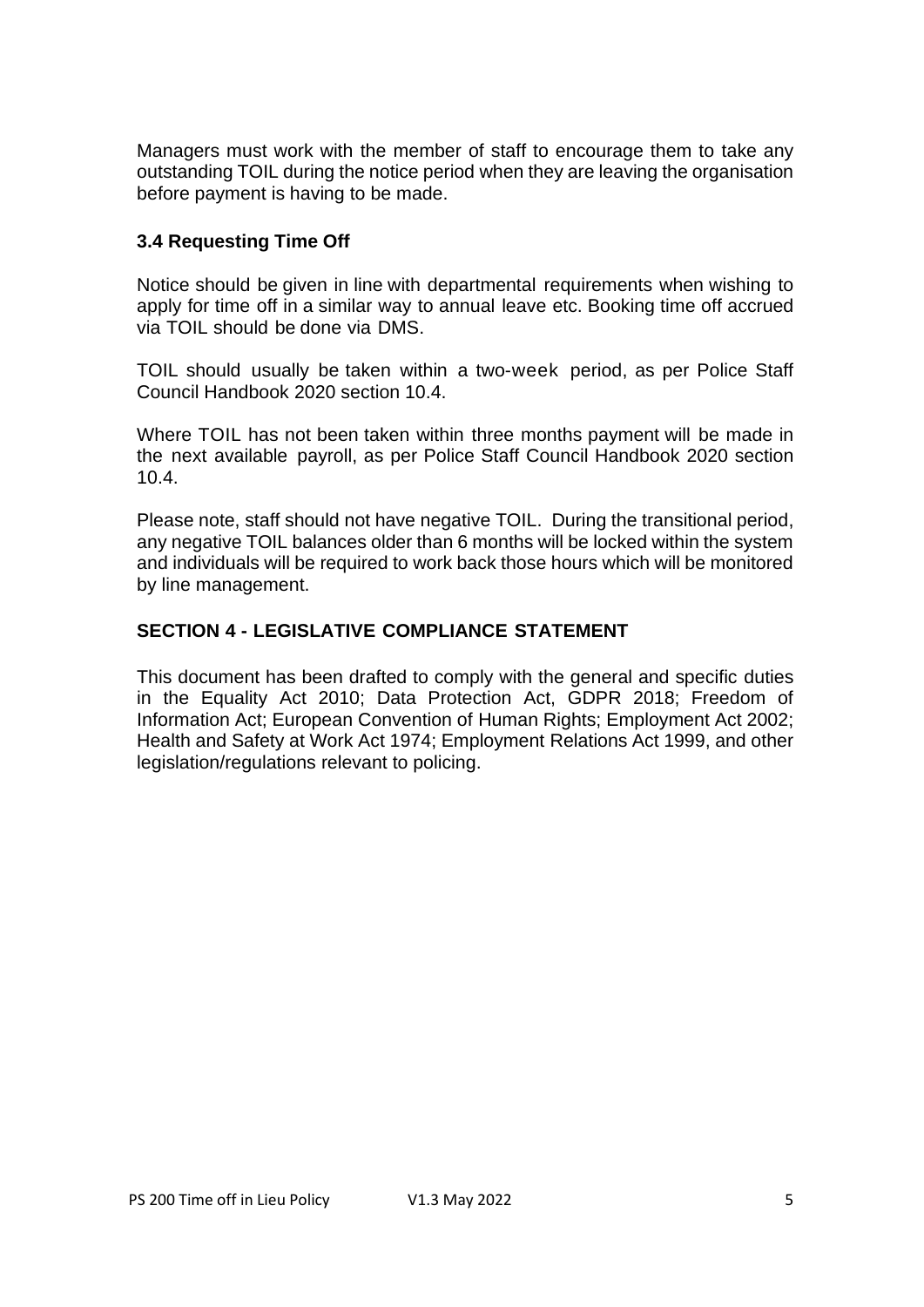Managers must work with the member of staff to encourage them to take any outstanding TOIL during the notice period when they are leaving the organisation before payment is having to be made.

### 3.4 Requesting Time Off

Notice should be given in line with departmental requirements when wishing to apply for time off in a similar way to annual leave etc. Booking time off accrued via TOIL should be done via DMS.

TOIL should usually be taken within a two-week period, as per Police Staff Council Handbook 2020 section 10.4.

Where TOIL has not been taken within three months payment will be made in the next available payroll, as per Police Staff Council Handbook 2020 section 10.4.

Please note, staff should not have negative TOIL. During the transitional period, any negative TOIL balances older than 6 months will be locked within the system and individuals will be required to work back those hours which will be monitored by line management.

## SECTION 4 - LEGISLATIVE COMPLIANCE STATEMENT

This document has been drafted to comply with the general and specific duties in the Equality Act 2010; Data Protection Act, GDPR 2018; Freedom of Information Act; European Convention of Human Rights; Employment Act 2002; Health and Safety at Work Act 1974; Employment Relations Act 1999, and other legislation/regulations relevant to policing.